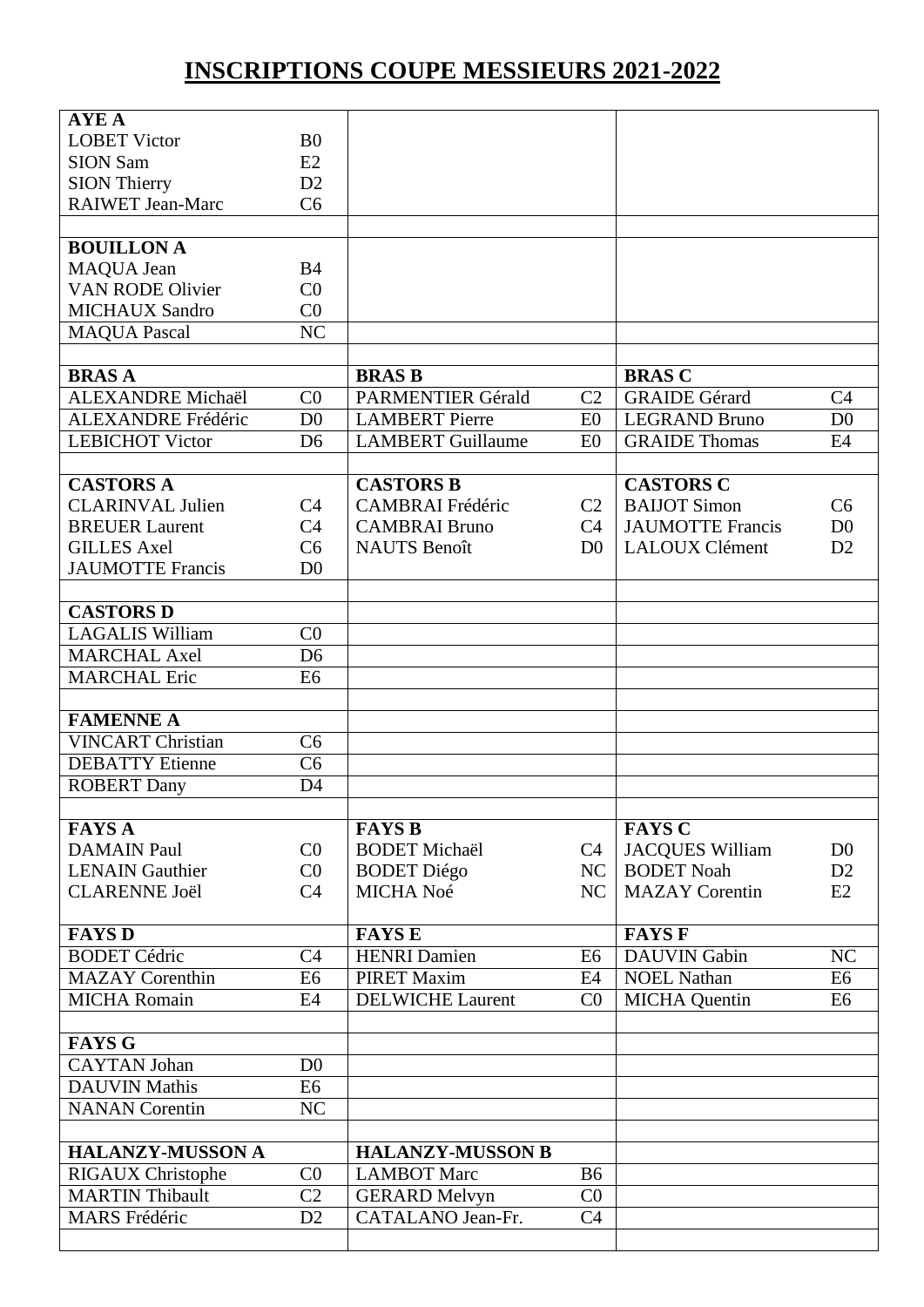# INSCRIPTIONS COUPE MESSIEURS 2021-2022

| | | | | | |
|---|---|---|---|---|---|
| **AYE A** | | | | | |
| LOBET Victor | B0 | | | | |
| SION Sam | E2 | | | | |
| SION Thierry | D2 | | | | |
| RAIWET Jean-Marc | C6 | | | | |
| | | | | | |
| **BOUILLON A** | | | | | |
| MAQUA Jean | B4 | | | | |
| VAN RODE Olivier | C0 | | | | |
| MICHAUX Sandro | C0 | | | | |
| MAQUA Pascal | NC | | | | |
| | | | | | |
| **BRAS A** | | **BRAS B** | | **BRAS C** | |
| ALEXANDRE Michaël | C0 | PARMENTIER Gérald | C2 | GRAIDE Gérard | C4 |
| ALEXANDRE Frédéric | D0 | LAMBERT Pierre | E0 | LEGRAND Bruno | D0 |
| LEBICHOT Victor | D6 | LAMBERT Guillaume | E0 | GRAIDE Thomas | E4 |
| | | | | | |
| **CASTORS A** | | **CASTORS B** | | **CASTORS C** | |
| CLARINVAL Julien | C4 | CAMBRAI Frédéric | C2 | BAIJOT Simon | C6 |
| BREUER Laurent | C4 | CAMBRAI Bruno | C4 | JAUMOTTE Francis | D0 |
| GILLES Axel | C6 | NAUTS Benoît | D0 | LALOUX Clément | D2 |
| JAUMOTTE Francis | D0 | | | | |
| | | | | | |
| **CASTORS D** | | | | | |
| LAGALIS William | C0 | | | | |
| MARCHAL Axel | D6 | | | | |
| MARCHAL Eric | E6 | | | | |
| | | | | | |
| **FAMENNE A** | | | | | |
| VINCART Christian | C6 | | | | |
| DEBATTY Etienne | C6 | | | | |
| ROBERT Dany | D4 | | | | |
| | | | | | |
| **FAYS A** | | **FAYS B** | | **FAYS C** | |
| DAMAIN Paul | C0 | BODET Michaël | C4 | JACQUES William | D0 |
| LENAIN Gauthier | C0 | BODET Diégo | NC | BODET Noah | D2 |
| CLARENNE Joël | C4 | MICHA Noé | NC | MAZAY Corentin | E2 |
| | | | | | |
| **FAYS D** | | **FAYS E** | | **FAYS F** | |
| BODET Cédric | C4 | HENRI Damien | E6 | DAUVIN Gabin | NC |
| MAZAY Corenthin | E6 | PIRET Maxim | E4 | NOEL Nathan | E6 |
| MICHA Romain | E4 | DELWICHE Laurent | C0 | MICHA Quentin | E6 |
| | | | | | |
| **FAYS G** | | | | | |
| CAYTAN Johan | D0 | | | | |
| DAUVIN Mathis | E6 | | | | |
| NANAN Corentin | NC | | | | |
| | | | | | |
| **HALANZY-MUSSON A** | | **HALANZY-MUSSON B** | | | |
| RIGAUX Christophe | C0 | LAMBOT Marc | B6 | | |
| MARTIN Thibault | C2 | GERARD Melvyn | C0 | | |
| MARS Frédéric | D2 | CATALANO Jean-Fr. | C4 | | |
| | | | | | |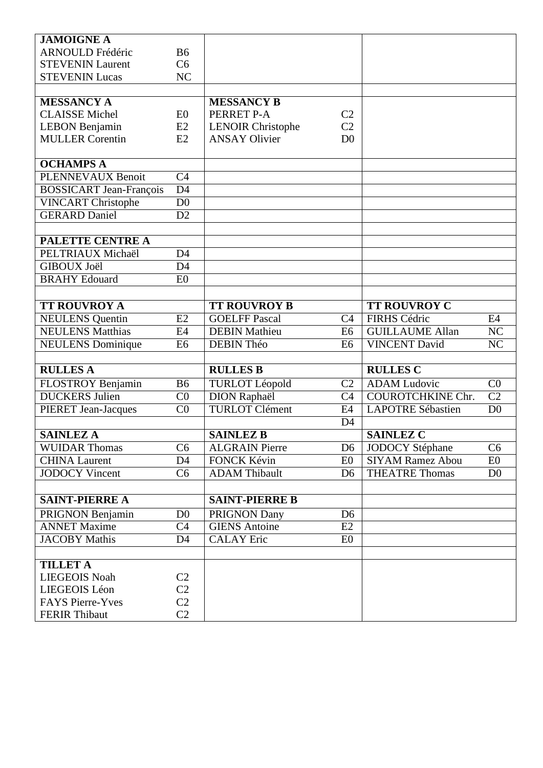| | | | | | |
|---|---|---|---|---|---|
| **JAMOIGNE A** | | | | | |
| ARNOULD Frédéric | B6 | | | | |
| STEVENIN Laurent | C6 | | | | |
| STEVENIN Lucas | NC | | | | |
| | | | | | |
| **MESSANCY A** | | **MESSANCY B** | | | |
| CLAISSE Michel | E0 | PERRET P-A | C2 | | |
| LEBON Benjamin | E2 | LENOIR Christophe | C2 | | |
| MULLER Corentin | E2 | ANSAY Olivier | D0 | | |
| **OCHAMPS A** | | | | | |
| PLENNEVAUX Benoit | C4 | | | | |
| BOSSICART Jean-François | D4 | | | | |
| VINCART Christophe | D0 | | | | |
| GERARD Daniel | D2 | | | | |
| | | | | | |
| **PALETTE CENTRE A** | | | | | |
| PELTRIAUX Michaël | D4 | | | | |
| GIBOUX Joël | D4 | | | | |
| BRAHY Edouard | E0 | | | | |
| | | | | | |
| **TT ROUVROY A** | | **TT ROUVROY B** | | **TT ROUVROY C** | |
| NEULENS Quentin | E2 | GOELFF Pascal | C4 | FIRHS Cédric | E4 |
| NEULENS Matthias | E4 | DEBIN Mathieu | E6 | GUILLAUME Allan | NC |
| NEULENS Dominique | E6 | DEBIN Théo | E6 | VINCENT David | NC |
| | | | | | |
| **RULLES A** | | **RULLES B** | | **RULLES C** | |
| FLOSTROY Benjamin | B6 | TURLOT Léopold | C2 | ADAM Ludovic | C0 |
| DUCKERS Julien | C0 | DION Raphaël | C4 | COUROTCHKINE Chr. | C2 |
| PIERET Jean-Jacques | C0 | TURLOT Clément | E4 | LAPOTRE Sébastien | D0 |
| | | | D4 | | |
| **SAINLEZ A** | | **SAINLEZ B** | | **SAINLEZ C** | |
| WUIDAR Thomas | C6 | ALGRAIN Pierre | D6 | JODOCY Stéphane | C6 |
| CHINA Laurent | D4 | FONCK Kévin | E0 | SIYAM Ramez Abou | E0 |
| JODOCY Vincent | C6 | ADAM Thibault | D6 | THEATRE Thomas | D0 |
| | | | | | |
| **SAINT-PIERRE A** | | **SAINT-PIERRE B** | | | |
| PRIGNON Benjamin | D0 | PRIGNON Dany | D6 | | |
| ANNET Maxime | C4 | GIENS Antoine | E2 | | |
| JACOBY Mathis | D4 | CALAY Eric | E0 | | |
| | | | | | |
| **TILLET A** | | | | | |
| LIEGEOIS Noah | C2 | | | | |
| LIEGEOIS Léon | C2 | | | | |
| FAYS Pierre-Yves | C2 | | | | |
| FERIR Thibaut | C2 | | | | |